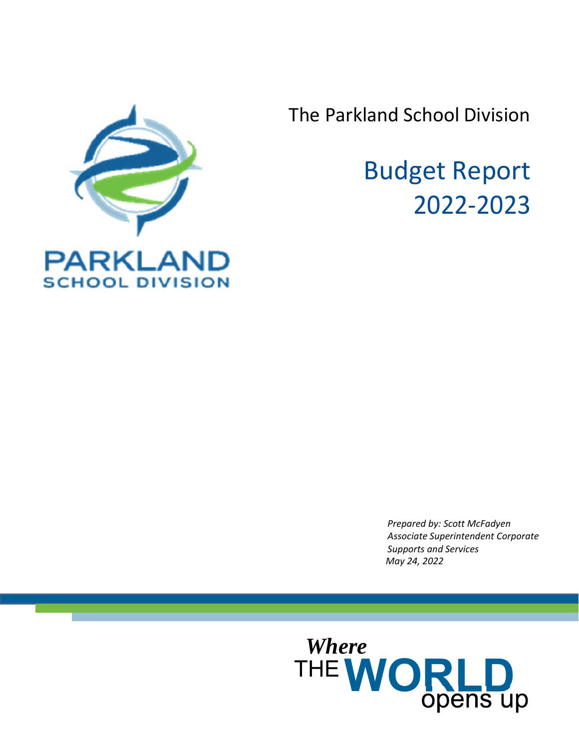PARKLAND
SCHOOL DIVISION

The Parkland School Division

# Budget Report 2022-2023

*Prepared by: Scott McFadyen*
*Associate Superintendent Corporate Supports and Services*
*May 24, 2022*

*Where* THE **WORLD** opens up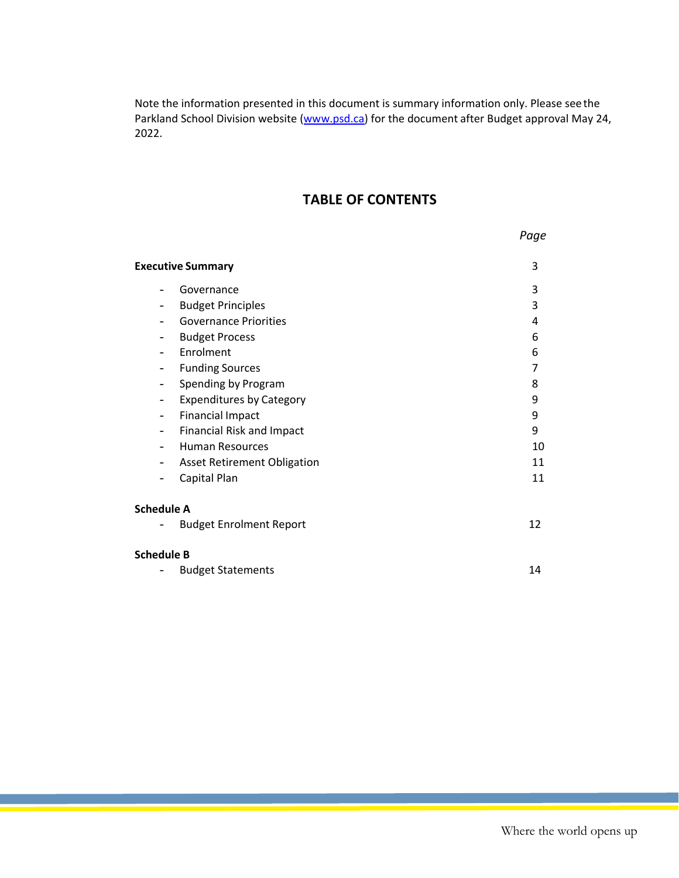Note the information presented in this document is summary information only. Please see the Parkland School Division website ([www.psd.ca](http://www.psd.ca)) for the document after Budget approval May 24, 2022.

## TABLE OF CONTENTS

| | Page |
|---|---|
| **Executive Summary** | 3 |
| - Governance | 3 |
| - Budget Principles | 3 |
| - Governance Priorities | 4 |
| - Budget Process | 6 |
| - Enrolment | 6 |
| - Funding Sources | 7 |
| - Spending by Program | 8 |
| - Expenditures by Category | 9 |
| - Financial Impact | 9 |
| - Financial Risk and Impact | 9 |
| - Human Resources | 10 |
| - Asset Retirement Obligation | 11 |
| - Capital Plan | 11 |
| **Schedule A** | |
| - Budget Enrolment Report | 12 |
| **Schedule B** | |
| - Budget Statements | 14 |

Where the world opens up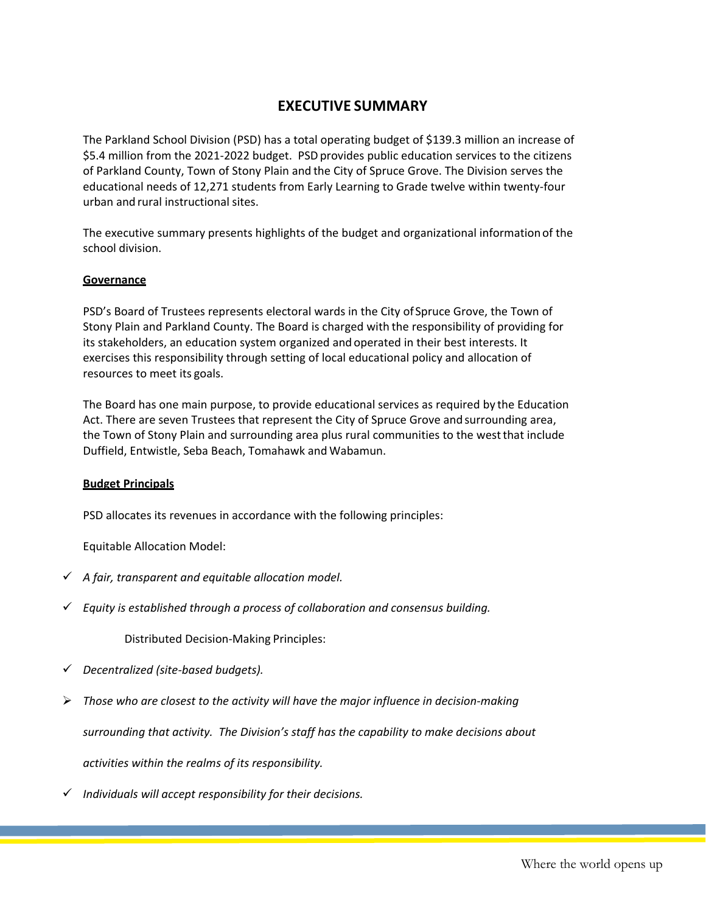# EXECUTIVE SUMMARY

The Parkland School Division (PSD) has a total operating budget of $139.3 million an increase of $5.4 million from the 2021-2022 budget. PSD provides public education services to the citizens of Parkland County, Town of Stony Plain and the City of Spruce Grove. The Division serves the educational needs of 12,271 students from Early Learning to Grade twelve within twenty-four urban and rural instructional sites.

The executive summary presents highlights of the budget and organizational information of the school division.

**Governance**

PSD's Board of Trustees represents electoral wards in the City of Spruce Grove, the Town of Stony Plain and Parkland County. The Board is charged with the responsibility of providing for its stakeholders, an education system organized and operated in their best interests. It exercises this responsibility through setting of local educational policy and allocation of resources to meet its goals.

The Board has one main purpose, to provide educational services as required by the Education Act. There are seven Trustees that represent the City of Spruce Grove and surrounding area, the Town of Stony Plain and surrounding area plus rural communities to the west that include Duffield, Entwistle, Seba Beach, Tomahawk and Wabamun.

**Budget Principals**

PSD allocates its revenues in accordance with the following principles:

Equitable Allocation Model:

- ✓ *A fair, transparent and equitable allocation model.*
- ✓ *Equity is established through a process of collaboration and consensus building.*

Distributed Decision-Making Principles:

- ✓ *Decentralized (site-based budgets).*
- ➢ *Those who are closest to the activity will have the major influence in decision-making surrounding that activity. The Division's staff has the capability to make decisions about activities within the realms of its responsibility.*
- ✓ *Individuals will accept responsibility for their decisions.*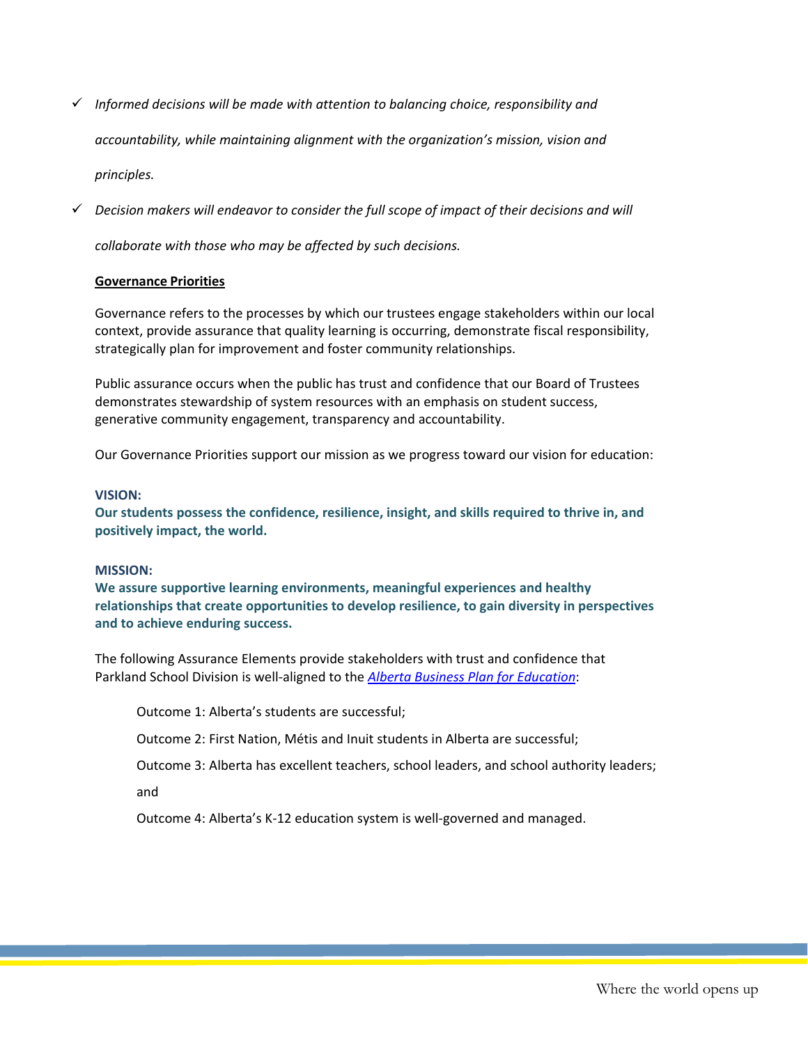- ✓ *Informed decisions will be made with attention to balancing choice, responsibility and accountability, while maintaining alignment with the organization's mission, vision and principles.*
- ✓ *Decision makers will endeavor to consider the full scope of impact of their decisions and will collaborate with those who may be affected by such decisions.*

**<u>Governance Priorities</u>**

Governance refers to the processes by which our trustees engage stakeholders within our local context, provide assurance that quality learning is occurring, demonstrate fiscal responsibility, strategically plan for improvement and foster community relationships.

Public assurance occurs when the public has trust and confidence that our Board of Trustees demonstrates stewardship of system resources with an emphasis on student success, generative community engagement, transparency and accountability.

Our Governance Priorities support our mission as we progress toward our vision for education:

**VISION:**
**Our students possess the confidence, resilience, insight, and skills required to thrive in, and positively impact, the world.**

**MISSION:**
**We assure supportive learning environments, meaningful experiences and healthy relationships that create opportunities to develop resilience, to gain diversity in perspectives and to achieve enduring success.**

The following Assurance Elements provide stakeholders with trust and confidence that Parkland School Division is well-aligned to the *Alberta Business Plan for Education*:

Outcome 1: Alberta's students are successful;

Outcome 2: First Nation, Métis and Inuit students in Alberta are successful;

Outcome 3: Alberta has excellent teachers, school leaders, and school authority leaders; and

Outcome 4: Alberta's K-12 education system is well-governed and managed.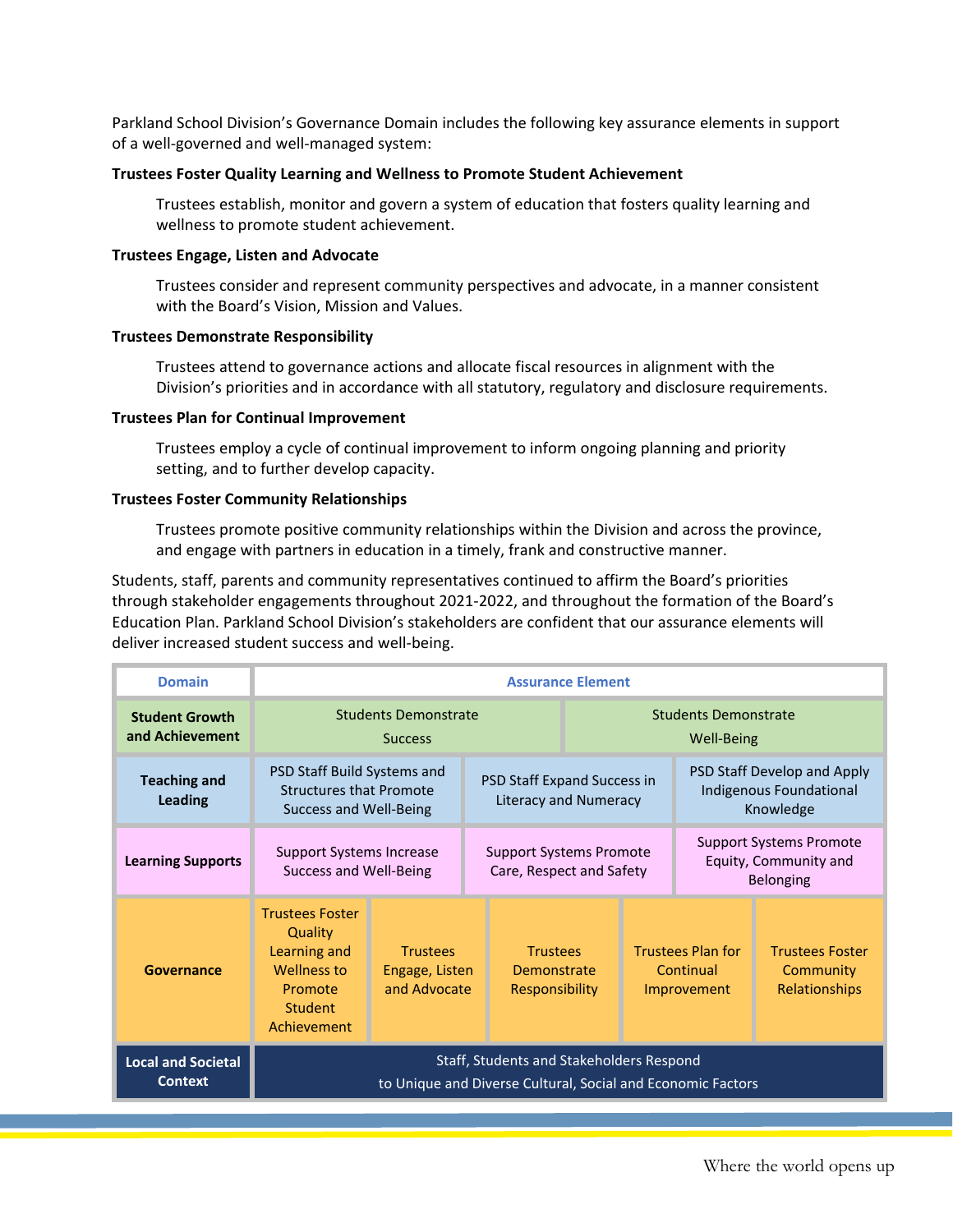Parkland School Division's Governance Domain includes the following key assurance elements in support of a well-governed and well-managed system:

**Trustees Foster Quality Learning and Wellness to Promote Student Achievement**

Trustees establish, monitor and govern a system of education that fosters quality learning and wellness to promote student achievement.

**Trustees Engage, Listen and Advocate**

Trustees consider and represent community perspectives and advocate, in a manner consistent with the Board's Vision, Mission and Values.

**Trustees Demonstrate Responsibility**

Trustees attend to governance actions and allocate fiscal resources in alignment with the Division's priorities and in accordance with all statutory, regulatory and disclosure requirements.

**Trustees Plan for Continual Improvement**

Trustees employ a cycle of continual improvement to inform ongoing planning and priority setting, and to further develop capacity.

**Trustees Foster Community Relationships**

Trustees promote positive community relationships within the Division and across the province, and engage with partners in education in a timely, frank and constructive manner.

Students, staff, parents and community representatives continued to affirm the Board's priorities through stakeholder engagements throughout 2021-2022, and throughout the formation of the Board's Education Plan. Parkland School Division's stakeholders are confident that our assurance elements will deliver increased student success and well-being.

| Domain | Assurance Element | | | | |
|---|---|---|---|---|---|
| **Student Growth and Achievement** | Students Demonstrate Success | | Students Demonstrate Well-Being | | |
| **Teaching and Leading** | PSD Staff Build Systems and Structures that Promote Success and Well-Being | PSD Staff Expand Success in Literacy and Numeracy | PSD Staff Develop and Apply Indigenous Foundational Knowledge | | |
| **Learning Supports** | Support Systems Increase Success and Well-Being | Support Systems Promote Care, Respect and Safety | Support Systems Promote Equity, Community and Belonging | | |
| **Governance** | Trustees Foster Quality Learning and Wellness to Promote Student Achievement | Trustees Engage, Listen and Advocate | Trustees Demonstrate Responsibility | Trustees Plan for Continual Improvement | Trustees Foster Community Relationships |
| **Local and Societal Context** | Staff, Students and Stakeholders Respond to Unique and Diverse Cultural, Social and Economic Factors | | | | |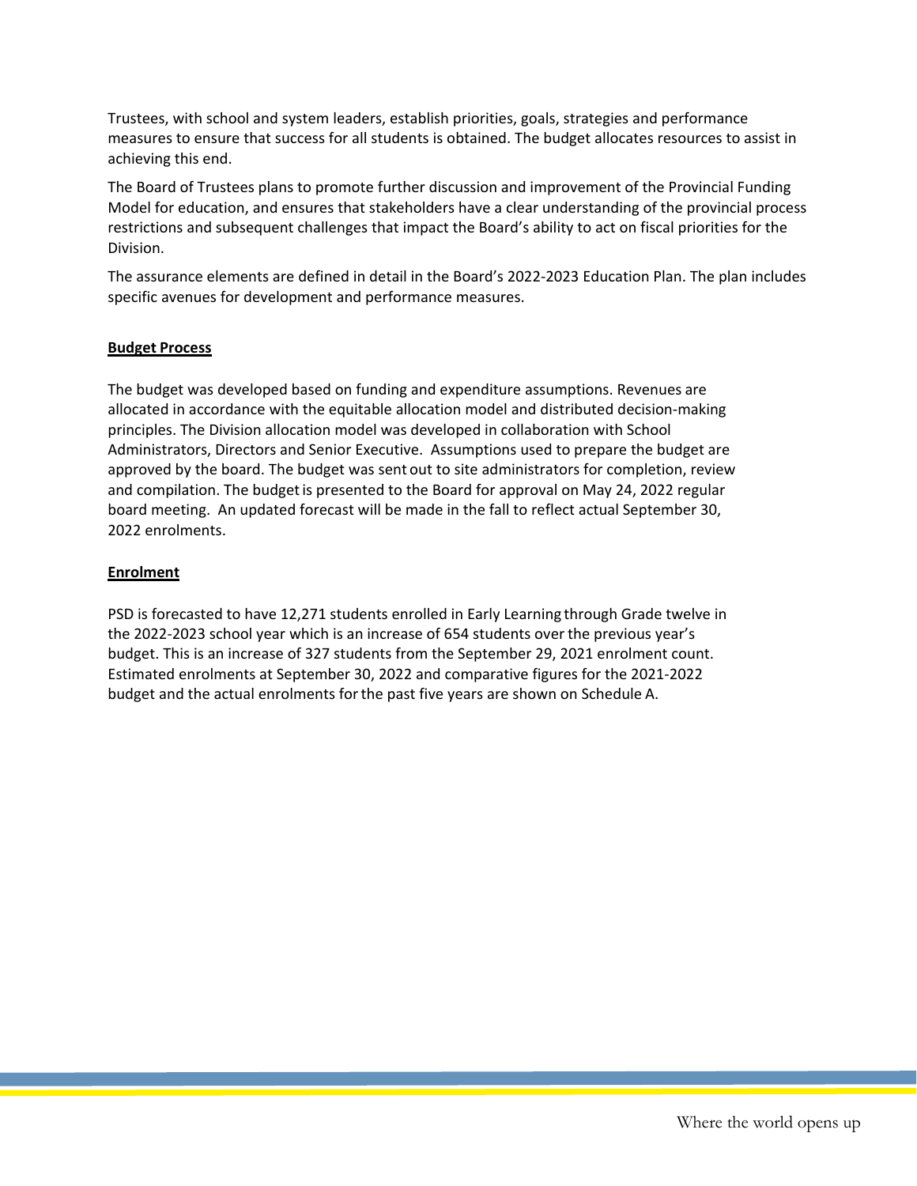Trustees, with school and system leaders, establish priorities, goals, strategies and performance measures to ensure that success for all students is obtained. The budget allocates resources to assist in achieving this end.

The Board of Trustees plans to promote further discussion and improvement of the Provincial Funding Model for education, and ensures that stakeholders have a clear understanding of the provincial process restrictions and subsequent challenges that impact the Board's ability to act on fiscal priorities for the Division.

The assurance elements are defined in detail in the Board's 2022-2023 Education Plan. The plan includes specific avenues for development and performance measures.

## Budget Process

The budget was developed based on funding and expenditure assumptions. Revenues are allocated in accordance with the equitable allocation model and distributed decision-making principles. The Division allocation model was developed in collaboration with School Administrators, Directors and Senior Executive. Assumptions used to prepare the budget are approved by the board. The budget was sent out to site administrators for completion, review and compilation. The budget is presented to the Board for approval on May 24, 2022 regular board meeting. An updated forecast will be made in the fall to reflect actual September 30, 2022 enrolments.

## Enrolment

PSD is forecasted to have 12,271 students enrolled in Early Learning through Grade twelve in the 2022-2023 school year which is an increase of 654 students over the previous year's budget. This is an increase of 327 students from the September 29, 2021 enrolment count. Estimated enrolments at September 30, 2022 and comparative figures for the 2021-2022 budget and the actual enrolments for the past five years are shown on Schedule A.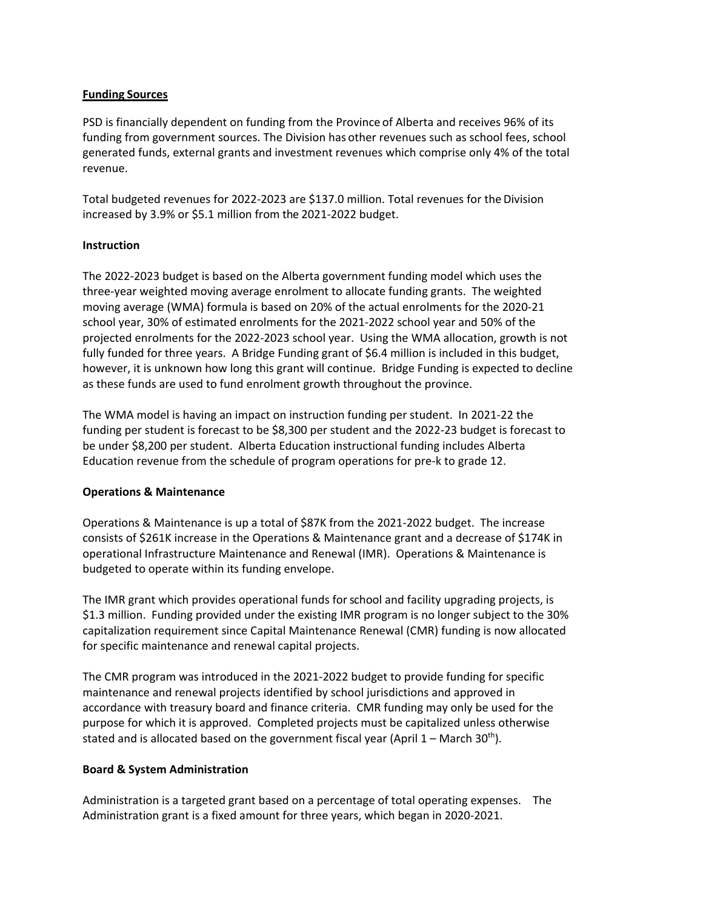**Funding Sources**

PSD is financially dependent on funding from the Province of Alberta and receives 96% of its funding from government sources. The Division has other revenues such as school fees, school generated funds, external grants and investment revenues which comprise only 4% of the total revenue.

Total budgeted revenues for 2022-2023 are $137.0 million. Total revenues for the Division increased by 3.9% or $5.1 million from the 2021-2022 budget.

**Instruction**

The 2022-2023 budget is based on the Alberta government funding model which uses the three-year weighted moving average enrolment to allocate funding grants. The weighted moving average (WMA) formula is based on 20% of the actual enrolments for the 2020-21 school year, 30% of estimated enrolments for the 2021-2022 school year and 50% of the projected enrolments for the 2022-2023 school year. Using the WMA allocation, growth is not fully funded for three years. A Bridge Funding grant of $6.4 million is included in this budget, however, it is unknown how long this grant will continue. Bridge Funding is expected to decline as these funds are used to fund enrolment growth throughout the province.

The WMA model is having an impact on instruction funding per student. In 2021-22 the funding per student is forecast to be $8,300 per student and the 2022-23 budget is forecast to be under $8,200 per student. Alberta Education instructional funding includes Alberta Education revenue from the schedule of program operations for pre-k to grade 12.

**Operations & Maintenance**

Operations & Maintenance is up a total of $87K from the 2021-2022 budget. The increase consists of $261K increase in the Operations & Maintenance grant and a decrease of $174K in operational Infrastructure Maintenance and Renewal (IMR). Operations & Maintenance is budgeted to operate within its funding envelope.

The IMR grant which provides operational funds for school and facility upgrading projects, is $1.3 million. Funding provided under the existing IMR program is no longer subject to the 30% capitalization requirement since Capital Maintenance Renewal (CMR) funding is now allocated for specific maintenance and renewal capital projects.

The CMR program was introduced in the 2021-2022 budget to provide funding for specific maintenance and renewal projects identified by school jurisdictions and approved in accordance with treasury board and finance criteria. CMR funding may only be used for the purpose for which it is approved. Completed projects must be capitalized unless otherwise stated and is allocated based on the government fiscal year (April 1 – March 30th).

**Board & System Administration**

Administration is a targeted grant based on a percentage of total operating expenses. The Administration grant is a fixed amount for three years, which began in 2020-2021.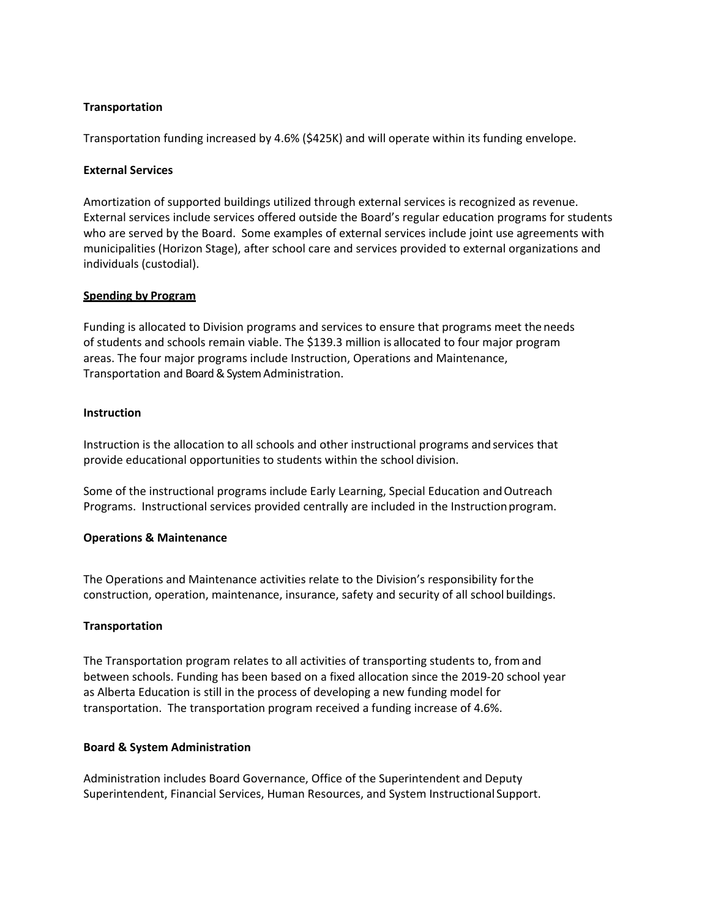**Transportation**

Transportation funding increased by 4.6% ($425K) and will operate within its funding envelope.

**External Services**

Amortization of supported buildings utilized through external services is recognized as revenue. External services include services offered outside the Board's regular education programs for students who are served by the Board. Some examples of external services include joint use agreements with municipalities (Horizon Stage), after school care and services provided to external organizations and individuals (custodial).

**Spending by Program**

Funding is allocated to Division programs and services to ensure that programs meet the needs of students and schools remain viable. The $139.3 million is allocated to four major program areas. The four major programs include Instruction, Operations and Maintenance, Transportation and Board & System Administration.

**Instruction**

Instruction is the allocation to all schools and other instructional programs and services that provide educational opportunities to students within the school division.

Some of the instructional programs include Early Learning, Special Education and Outreach Programs. Instructional services provided centrally are included in the Instruction program.

**Operations & Maintenance**

The Operations and Maintenance activities relate to the Division's responsibility for the construction, operation, maintenance, insurance, safety and security of all school buildings.

**Transportation**

The Transportation program relates to all activities of transporting students to, from and between schools. Funding has been based on a fixed allocation since the 2019-20 school year as Alberta Education is still in the process of developing a new funding model for transportation. The transportation program received a funding increase of 4.6%.

**Board & System Administration**

Administration includes Board Governance, Office of the Superintendent and Deputy Superintendent, Financial Services, Human Resources, and System Instructional Support.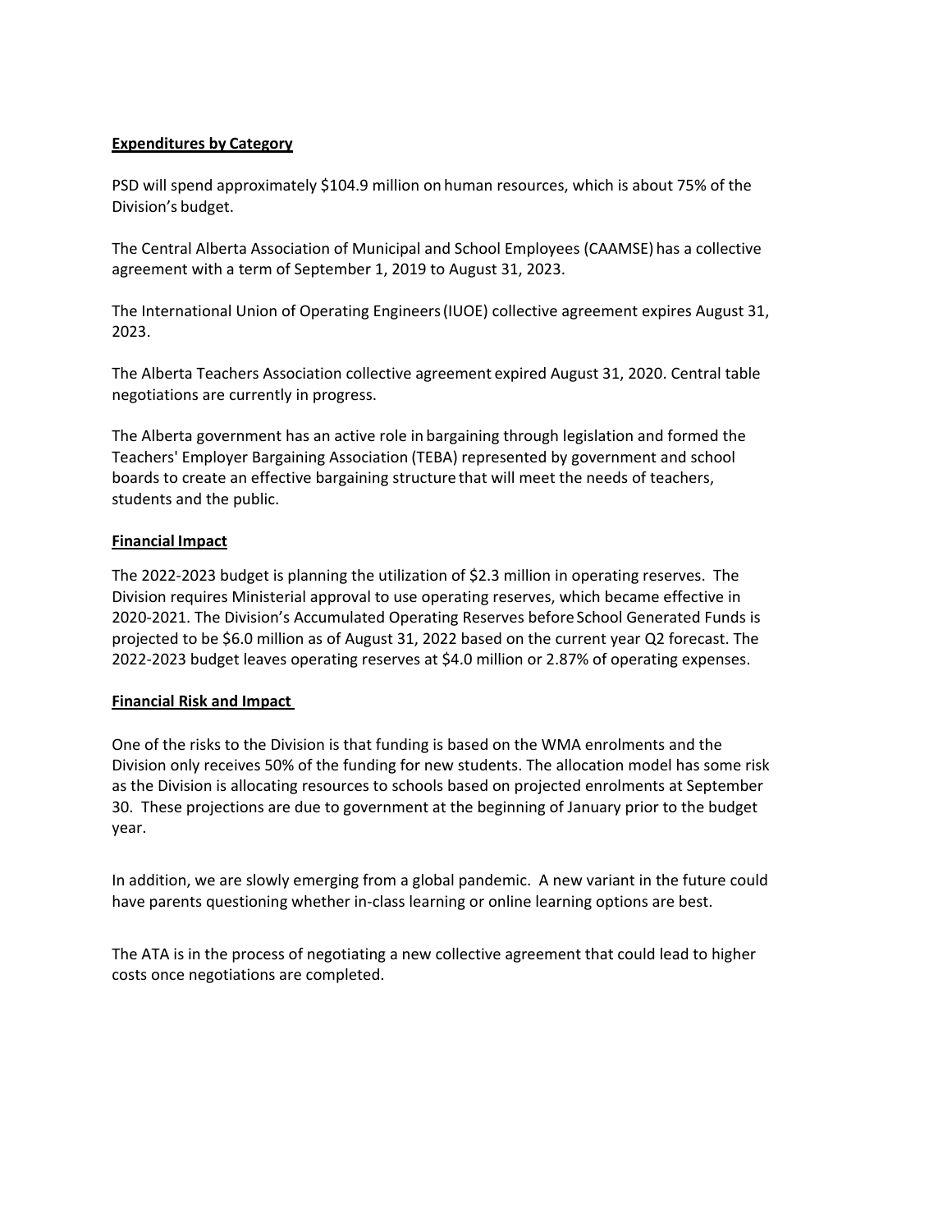**Expenditures by Category**

PSD will spend approximately $104.9 million on human resources, which is about 75% of the Division's budget.

The Central Alberta Association of Municipal and School Employees (CAAMSE) has a collective agreement with a term of September 1, 2019 to August 31, 2023.

The International Union of Operating Engineers (IUOE) collective agreement expires August 31, 2023.

The Alberta Teachers Association collective agreement expired August 31, 2020. Central table negotiations are currently in progress.

The Alberta government has an active role in bargaining through legislation and formed the Teachers' Employer Bargaining Association (TEBA) represented by government and school boards to create an effective bargaining structure that will meet the needs of teachers, students and the public.

**Financial Impact**

The 2022-2023 budget is planning the utilization of $2.3 million in operating reserves. The Division requires Ministerial approval to use operating reserves, which became effective in 2020-2021. The Division's Accumulated Operating Reserves before School Generated Funds is projected to be $6.0 million as of August 31, 2022 based on the current year Q2 forecast. The 2022-2023 budget leaves operating reserves at $4.0 million or 2.87% of operating expenses.

**Financial Risk and Impact**

One of the risks to the Division is that funding is based on the WMA enrolments and the Division only receives 50% of the funding for new students. The allocation model has some risk as the Division is allocating resources to schools based on projected enrolments at September 30. These projections are due to government at the beginning of January prior to the budget year.

In addition, we are slowly emerging from a global pandemic. A new variant in the future could have parents questioning whether in-class learning or online learning options are best.

The ATA is in the process of negotiating a new collective agreement that could lead to higher costs once negotiations are completed.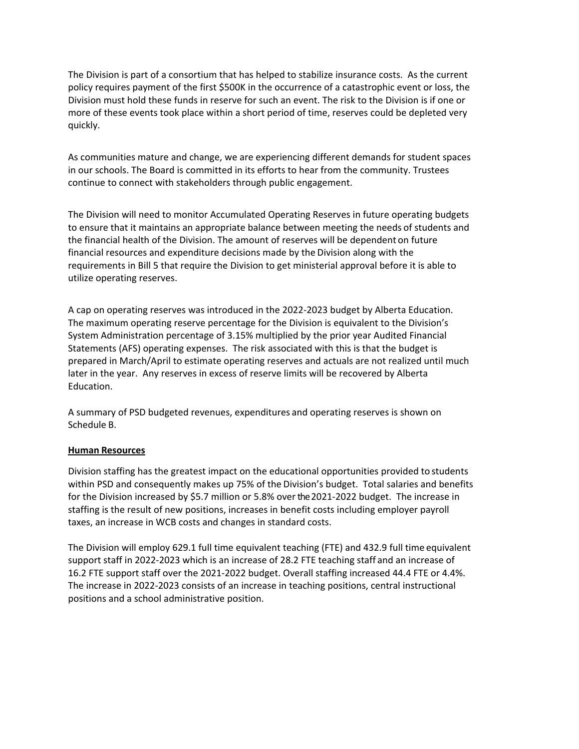The Division is part of a consortium that has helped to stabilize insurance costs. As the current policy requires payment of the first $500K in the occurrence of a catastrophic event or loss, the Division must hold these funds in reserve for such an event. The risk to the Division is if one or more of these events took place within a short period of time, reserves could be depleted very quickly.

As communities mature and change, we are experiencing different demands for student spaces in our schools. The Board is committed in its efforts to hear from the community. Trustees continue to connect with stakeholders through public engagement.

The Division will need to monitor Accumulated Operating Reserves in future operating budgets to ensure that it maintains an appropriate balance between meeting the needs of students and the financial health of the Division. The amount of reserves will be dependent on future financial resources and expenditure decisions made by the Division along with the requirements in Bill 5 that require the Division to get ministerial approval before it is able to utilize operating reserves.

A cap on operating reserves was introduced in the 2022-2023 budget by Alberta Education. The maximum operating reserve percentage for the Division is equivalent to the Division's System Administration percentage of 3.15% multiplied by the prior year Audited Financial Statements (AFS) operating expenses. The risk associated with this is that the budget is prepared in March/April to estimate operating reserves and actuals are not realized until much later in the year. Any reserves in excess of reserve limits will be recovered by Alberta Education.

A summary of PSD budgeted revenues, expenditures and operating reserves is shown on Schedule B.

**Human Resources**

Division staffing has the greatest impact on the educational opportunities provided to students within PSD and consequently makes up 75% of the Division's budget. Total salaries and benefits for the Division increased by $5.7 million or 5.8% over the 2021-2022 budget. The increase in staffing is the result of new positions, increases in benefit costs including employer payroll taxes, an increase in WCB costs and changes in standard costs.

The Division will employ 629.1 full time equivalent teaching (FTE) and 432.9 full time equivalent support staff in 2022-2023 which is an increase of 28.2 FTE teaching staff and an increase of 16.2 FTE support staff over the 2021-2022 budget. Overall staffing increased 44.4 FTE or 4.4%. The increase in 2022-2023 consists of an increase in teaching positions, central instructional positions and a school administrative position.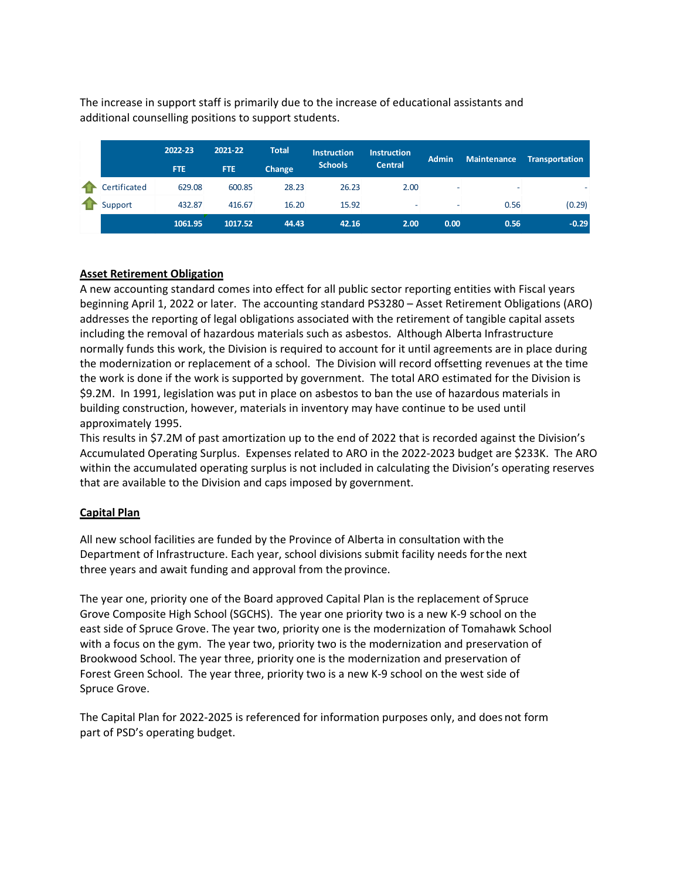The increase in support staff is primarily due to the increase of educational assistants and additional counselling positions to support students.

| | 2022-23 FTE | 2021-22 FTE | Total Change | Instruction Schools | Instruction Central | Admin | Maintenance | Transportation |
|---|---|---|---|---|---|---|---|---|
| Certificated | 629.08 | 600.85 | 28.23 | 26.23 | 2.00 | - | - | - |
| Support | 432.87 | 416.67 | 16.20 | 15.92 | - | - | 0.56 | (0.29) |
| | 1061.95 | 1017.52 | 44.43 | 42.16 | 2.00 | 0.00 | 0.56 | -0.29 |

**Asset Retirement Obligation**

A new accounting standard comes into effect for all public sector reporting entities with Fiscal years beginning April 1, 2022 or later. The accounting standard PS3280 – Asset Retirement Obligations (ARO) addresses the reporting of legal obligations associated with the retirement of tangible capital assets including the removal of hazardous materials such as asbestos. Although Alberta Infrastructure normally funds this work, the Division is required to account for it until agreements are in place during the modernization or replacement of a school. The Division will record offsetting revenues at the time the work is done if the work is supported by government. The total ARO estimated for the Division is $9.2M. In 1991, legislation was put in place on asbestos to ban the use of hazardous materials in building construction, however, materials in inventory may have continue to be used until approximately 1995.

This results in $7.2M of past amortization up to the end of 2022 that is recorded against the Division's Accumulated Operating Surplus. Expenses related to ARO in the 2022-2023 budget are $233K. The ARO within the accumulated operating surplus is not included in calculating the Division's operating reserves that are available to the Division and caps imposed by government.

**Capital Plan**

All new school facilities are funded by the Province of Alberta in consultation with the Department of Infrastructure. Each year, school divisions submit facility needs for the next three years and await funding and approval from the province.

The year one, priority one of the Board approved Capital Plan is the replacement of Spruce Grove Composite High School (SGCHS). The year one priority two is a new K-9 school on the east side of Spruce Grove. The year two, priority one is the modernization of Tomahawk School with a focus on the gym. The year two, priority two is the modernization and preservation of Brookwood School. The year three, priority one is the modernization and preservation of Forest Green School. The year three, priority two is a new K-9 school on the west side of Spruce Grove.

The Capital Plan for 2022-2025 is referenced for information purposes only, and does not form part of PSD's operating budget.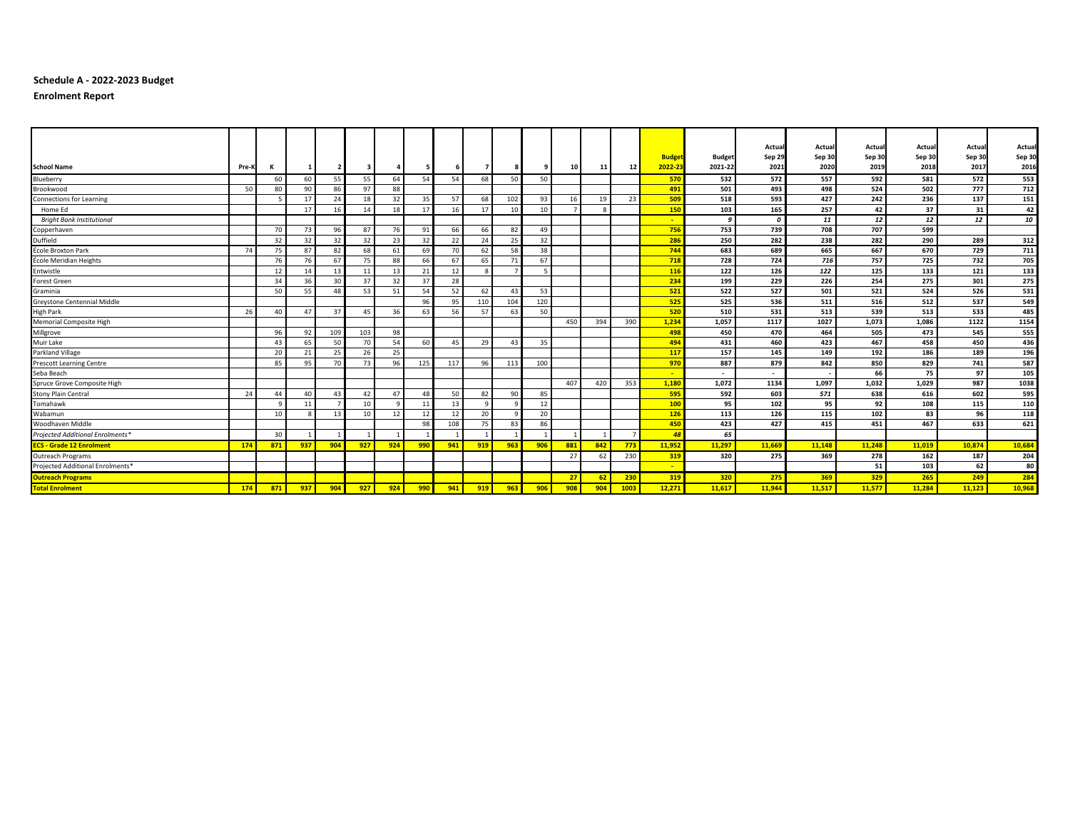**Schedule A - 2022-2023 Budget**

**Enrolment Report**

| School Name | Pre-K | K | 1 | 2 | 3 | 4 | 5 | 6 | 7 | 8 | 9 | 10 | 11 | 12 | Budget 2022-23 | Budget 2021-22 | Actual Sep 29 2021 | Actual Sep 30 2020 | Actual Sep 30 2019 | Actual Sep 30 2018 | Actual Sep 30 2017 | Actual Sep 30 2016 |
|---|---|---|---|---|---|---|---|---|---|---|---|---|---|---|---|---|---|---|---|---|---|---|
| Blueberry | | 60 | 60 | 55 | 55 | 64 | 54 | 54 | 68 | 50 | 50 | | | | 570 | 532 | 572 | 557 | 592 | 581 | 572 | 553 |
| Brookwood | 50 | 80 | 90 | 86 | 97 | 88 | | | | | | | | | 491 | 501 | 493 | 498 | 524 | 502 | 777 | 712 |
| Connections for Learning | | 5 | 17 | 24 | 18 | 32 | 35 | 57 | 68 | 102 | 93 | 16 | 19 | 23 | 509 | 518 | 593 | 427 | 242 | 236 | 137 | 151 |
| Home Ed | | | 17 | 16 | 14 | 18 | 17 | 16 | 17 | 10 | 10 | 7 | 8 | | 150 | 103 | 165 | 257 | 42 | 37 | 31 | 42 |
| *Bright Bank Institutional* | | | | | | | | | | | | | | | - | *9* | *0* | *11* | *12* | *12* | *12* | *10* |
| Copperhaven | | 70 | 73 | 96 | 87 | 76 | 91 | 66 | 66 | 82 | 49 | | | | 756 | 753 | 739 | 708 | 707 | 599 | | |
| Duffield | | 32 | 32 | 32 | 32 | 23 | 32 | 22 | 24 | 25 | 32 | | | | 286 | 250 | 282 | 238 | 282 | 290 | 289 | 312 |
| École Broxton Park | 74 | 75 | 87 | 82 | 68 | 61 | 69 | 70 | 62 | 58 | 38 | | | | 744 | 683 | 689 | 665 | 667 | 670 | 729 | 711 |
| École Meridian Heights | | 76 | 76 | 67 | 75 | 88 | 66 | 67 | 65 | 71 | 67 | | | | 718 | 728 | 724 | *716* | 757 | 725 | 732 | 705 |
| Entwistle | | 12 | 14 | 13 | 11 | 13 | 21 | 12 | 8 | 7 | 5 | | | | 116 | 122 | 126 | *122* | 125 | 133 | 121 | 133 |
| Forest Green | | 34 | 36 | 30 | 37 | 32 | 37 | 28 | | | | | | | 234 | 199 | 229 | 226 | 254 | 275 | 301 | 275 |
| Graminia | | 50 | 55 | 48 | 53 | 51 | 54 | 52 | 62 | 43 | 53 | | | | 521 | 522 | 527 | 501 | 521 | 524 | 526 | 531 |
| Greystone Centennial Middle | | | | | | | 96 | 95 | 110 | 104 | 120 | | | | 525 | 525 | 536 | 511 | 516 | 512 | 537 | 549 |
| High Park | 26 | 40 | 47 | 37 | 45 | 36 | 63 | 56 | 57 | 63 | 50 | | | | 520 | 510 | 531 | 513 | 539 | 513 | 533 | 485 |
| Memorial Composite High | | | | | | | | | | | | 450 | 394 | 390 | 1,234 | 1,057 | 1117 | 1027 | 1,073 | 1,086 | 1122 | 1154 |
| Millgrove | | 96 | 92 | 109 | 103 | 98 | | | | | | | | | 498 | 450 | 470 | 464 | 505 | 473 | 545 | 555 |
| Muir Lake | | 43 | 65 | 50 | 70 | 54 | 60 | 45 | 29 | 43 | 35 | | | | 494 | 431 | 460 | 423 | 467 | 458 | 450 | 436 |
| Parkland Village | | 20 | 21 | 25 | 26 | 25 | | | | | | | | | 117 | 157 | 145 | 149 | 192 | 186 | 189 | 196 |
| Prescott Learning Centre | | 85 | 95 | 70 | 73 | 96 | 125 | 117 | 96 | 113 | 100 | | | | 970 | 887 | 879 | 842 | 850 | 829 | 741 | 587 |
| Seba Beach | | | | | | | | | | | | | | | - | - | - | - | 66 | 75 | 97 | 105 |
| Spruce Grove Composite High | | | | | | | | | | | | 407 | 420 | 353 | 1,180 | 1,072 | 1134 | 1,097 | 1,032 | 1,029 | 987 | 1038 |
| Stony Plain Central | 24 | 44 | 40 | 43 | 42 | 47 | 48 | 50 | 82 | 90 | 85 | | | | 595 | 592 | 603 | *571* | 638 | 616 | 602 | 595 |
| Tomahawk | | 9 | 11 | 7 | 10 | 9 | 11 | 13 | 9 | 9 | 12 | | | | 100 | 95 | 102 | 95 | 92 | 108 | 115 | 110 |
| Wabamun | | 10 | 8 | 13 | 10 | 12 | 12 | 12 | 20 | 9 | 20 | | | | 126 | 113 | 126 | 115 | 102 | 83 | 96 | 118 |
| Woodhaven Middle | | | | | | | 98 | 108 | 75 | 83 | 86 | | | | 450 | 423 | 427 | 415 | 451 | 467 | 633 | 621 |
| *Projected Additional Enrolments** | | 30 | 1 | 1 | 1 | 1 | 1 | 1 | 1 | 1 | 1 | 1 | 1 | 7 | *48* | *65* | | | | | | |
| **ECS - Grade 12 Enrolment** | **174** | **871** | **937** | **904** | **927** | **924** | **990** | **941** | **919** | **963** | **906** | **881** | **842** | **773** | **11,952** | **11,297** | **11,669** | **11,148** | **11,248** | **11,019** | **10,874** | **10,684** |
| Outreach Programs | | | | | | | | | | | | 27 | 62 | 230 | 319 | 320 | 275 | 369 | 278 | 162 | 187 | 204 |
| Projected Additional Enrolments* | | | | | | | | | | | | | | | - | | | | 51 | 103 | 62 | 80 |
| **Outreach Programs** | | | | | | | | | | | | **27** | **62** | **230** | **319** | **320** | **275** | **369** | **329** | **265** | **249** | **284** |
| **Total Enrolment** | **174** | **871** | **937** | **904** | **927** | **924** | **990** | **941** | **919** | **963** | **906** | **908** | **904** | **1003** | **12,271** | **11,617** | **11,944** | **11,517** | **11,577** | **11,284** | **11,123** | **10,968** |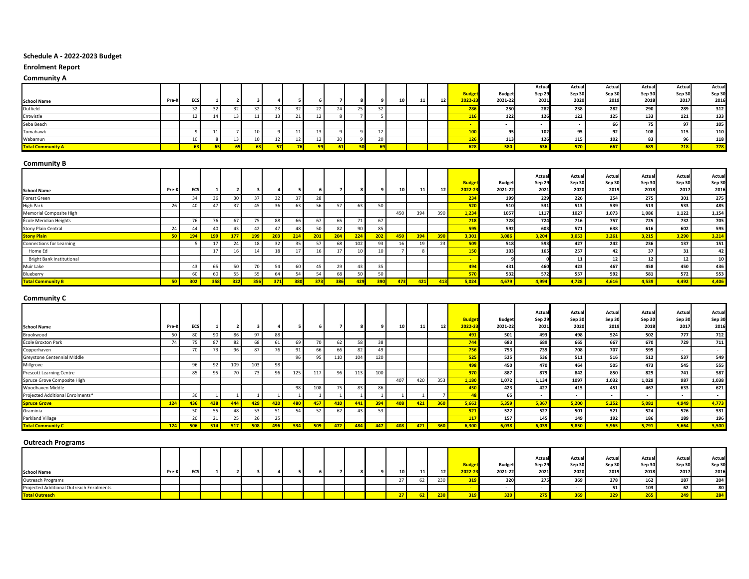# Schedule A - 2022-2023 Budget

## Enrolment Report

### Community A

| School Name | Pre-K | ECS | 1 | 2 | 3 | 4 | 5 | 6 | 7 | 8 | 9 | 10 | 11 | 12 | Budget 2022-23 | Budget 2021-22 | Actual Sep 29 2021 | Actual Sep 30 2020 | Actual Sep 30 2019 | Actual Sep 30 2018 | Actual Sep 30 2017 | Actual Sep 30 2016 |
|---|---|---|---|---|---|---|---|---|---|---|---|---|---|---|---|---|---|---|---|---|---|---|
| Duffield | | 32 | 32 | 32 | 32 | 23 | 32 | 22 | 24 | 25 | 32 | | | | 286 | 250 | 282 | 238 | 282 | 290 | 289 | 312 |
| Entwistle | | 12 | 14 | 13 | 11 | 13 | 21 | 12 | 8 | 7 | 5 | | | | 116 | 122 | 126 | 122 | 125 | 133 | 121 | 133 |
| Seba Beach | | | | | | | | | | | | | | | - | - | - | - | 66 | 75 | 97 | 105 |
| Tomahawk | | 9 | 11 | 7 | 10 | 9 | 11 | 13 | 9 | 9 | 12 | | | | 100 | 95 | 102 | 95 | 92 | 108 | 115 | 110 |
| Wabamun | | 10 | 8 | 13 | 10 | 12 | 12 | 12 | 20 | 9 | 20 | | | | 126 | 113 | 126 | 115 | 102 | 83 | 96 | 118 |
| **Total Community A** | - | 63 | 65 | 65 | 63 | 57 | 76 | 59 | 61 | 50 | 69 | - | - | - | 628 | 580 | 636 | 570 | 667 | 689 | 718 | 778 |

### Community B

| School Name | Pre-K | ECS | 1 | 2 | 3 | 4 | 5 | 6 | 7 | 8 | 9 | 10 | 11 | 12 | Budget 2022-23 | Budget 2021-22 | Actual Sep 29 2021 | Actual Sep 30 2020 | Actual Sep 30 2019 | Actual Sep 30 2018 | Actual Sep 30 2017 | Actual Sep 30 2016 |
|---|---|---|---|---|---|---|---|---|---|---|---|---|---|---|---|---|---|---|---|---|---|---|
| Forest Green | | 34 | 36 | 30 | 37 | 32 | 37 | 28 | | | | | | | 234 | 199 | 229 | 226 | 254 | 275 | 301 | 275 |
| High Park | 26 | 40 | 47 | 37 | 45 | 36 | 63 | 56 | 57 | 63 | 50 | | | | 520 | 510 | 531 | 513 | 539 | 513 | 533 | 485 |
| Memorial Composite High | | | | | | | | | | | | 450 | 394 | 390 | 1,234 | 1057 | 1117 | 1027 | 1,073 | 1,086 | 1,122 | 1,154 |
| École Meridian Heights | | 76 | 76 | 67 | 75 | 88 | 66 | 67 | 65 | 71 | 67 | | | | 718 | 728 | 724 | 716 | 757 | 725 | 732 | 705 |
| Stony Plain Central | 24 | 44 | 40 | 43 | 42 | 47 | 48 | 50 | 82 | 90 | 85 | | | | 595 | 592 | 603 | 571 | 638 | 616 | 602 | 595 |
| **Stony Plain** | 50 | 194 | 199 | 177 | 199 | 203 | 214 | 201 | 204 | 224 | 202 | 450 | 394 | 390 | 3,301 | 3,086 | 3,204 | 3,053 | 3,261 | 3,215 | 3,290 | 3,214 |
| Connections for Learning | | 5 | 17 | 24 | 18 | 32 | 35 | 57 | 68 | 102 | 93 | 16 | 19 | 23 | 509 | 518 | 593 | 427 | 242 | 236 | 137 | 151 |
| Home Ed | | | 17 | 16 | 14 | 18 | 17 | 16 | 17 | 10 | 10 | 7 | 8 | | 150 | 103 | 165 | 257 | 42 | 37 | 31 | 42 |
| Bright Bank Institutional | | | | | | | | | | | | | | | - | 9 | 0 | 11 | 12 | 12 | 12 | 10 |
| Muir Lake | | 43 | 65 | 50 | 70 | 54 | 60 | 45 | 29 | 43 | 35 | | | | 494 | 431 | 460 | 423 | 467 | 458 | 450 | 436 |
| Blueberry | | 60 | 60 | 55 | 55 | 64 | 54 | 54 | 68 | 50 | 50 | | | | 570 | 532 | 572 | 557 | 592 | 581 | 572 | 553 |
| **Total Community B** | 50 | 302 | 358 | 322 | 356 | 371 | 380 | 373 | 386 | 429 | 390 | 473 | 421 | 413 | 5,024 | 4,679 | 4,994 | 4,728 | 4,616 | 4,539 | 4,492 | 4,406 |

### Community C

| School Name | Pre-K | ECS | 1 | 2 | 3 | 4 | 5 | 6 | 7 | 8 | 9 | 10 | 11 | 12 | Budget 2022-23 | Budget 2021-22 | Actual Sep 29 2021 | Actual Sep 30 2020 | Actual Sep 30 2019 | Actual Sep 30 2018 | Actual Sep 30 2017 | Actual Sep 30 2016 |
|---|---|---|---|---|---|---|---|---|---|---|---|---|---|---|---|---|---|---|---|---|---|---|
| Brookwood | 50 | 80 | 90 | 86 | 97 | 88 | | | | | | | | | 491 | 501 | 493 | 498 | 524 | 502 | 777 | 712 |
| École Broxton Park | 74 | 75 | 87 | 82 | 68 | 61 | 69 | 70 | 62 | 58 | 38 | | | | 744 | 683 | 689 | 665 | 667 | 670 | 729 | 711 |
| Copperhaven | | 70 | 73 | 96 | 87 | 76 | 91 | 66 | 66 | 82 | 49 | | | | 756 | 753 | 739 | 708 | 707 | 599 | - | - |
| Greystone Centennial Middle | | | | | | | 96 | 95 | 110 | 104 | 120 | | | | 525 | 525 | 536 | 511 | 516 | 512 | 537 | 549 |
| Millgrove | | 96 | 92 | 109 | 103 | 98 | | | | | | | | | 498 | 450 | 470 | 464 | 505 | 473 | 545 | 555 |
| Prescott Learning Centre | | 85 | 95 | 70 | 73 | 96 | 125 | 117 | 96 | 113 | 100 | | | | 970 | 887 | 879 | 842 | 850 | 829 | 741 | 587 |
| Spruce Grove Composite High | | | | | | | | | | | | 407 | 420 | 353 | 1,180 | 1,072 | 1,134 | 1097 | 1,032 | 1,029 | 987 | 1,038 |
| Woodhaven Middle | | | | | | | 98 | 108 | 75 | 83 | 86 | | | | 450 | 423 | 427 | 415 | 451 | 467 | 633 | 621 |
| Projected Additional Enrolments* | | 30 | 1 | 1 | 1 | 1 | 1 | 1 | 1 | 1 | 1 | 1 | 1 | 7 | 48 | 65 | - | - | - | - | - | - |
| **Spruce Grove** | 124 | 436 | 438 | 444 | 429 | 420 | 480 | 457 | 410 | 441 | 394 | 408 | 421 | 360 | 5,662 | 5,359 | 5,367 | 5,200 | 5,252 | 5,081 | 4,949 | 4,773 |
| Graminia | | 50 | 55 | 48 | 53 | 51 | 54 | 52 | 62 | 43 | 53 | | | | 521 | 522 | 527 | 501 | 521 | 524 | 526 | 531 |
| Parkland Village | | 20 | 21 | 25 | 26 | 25 | | | | | | | | | 117 | 157 | 145 | 149 | 192 | 186 | 189 | 196 |
| **Total Community C** | 124 | 506 | 514 | 517 | 508 | 496 | 534 | 509 | 472 | 484 | 447 | 408 | 421 | 360 | 6,300 | 6,038 | 6,039 | 5,850 | 5,965 | 5,791 | 5,664 | 5,500 |

### Outreach Programs

| School Name | Pre-K | ECS | 1 | 2 | 3 | 4 | 5 | 6 | 7 | 8 | 9 | 10 | 11 | 12 | Budget 2022-23 | Budget 2021-22 | Actual Sep 29 2021 | Actual Sep 30 2020 | Actual Sep 30 2019 | Actual Sep 30 2018 | Actual Sep 30 2017 | Actual Sep 30 2016 |
|---|---|---|---|---|---|---|---|---|---|---|---|---|---|---|---|---|---|---|---|---|---|---|
| Outreach Programs | | | | | | | | | | | | 27 | 62 | 230 | 319 | 320 | 275 | 369 | 278 | 162 | 187 | 204 |
| Projected Additional Outreach Enrolments | | | | | | | | | | | | | | | - | - | - | - | 51 | 103 | 62 | 80 |
| **Total Outreach** | | | | | | | | | | | | 27 | 62 | 230 | 319 | 320 | 275 | 369 | 329 | 265 | 249 | 284 |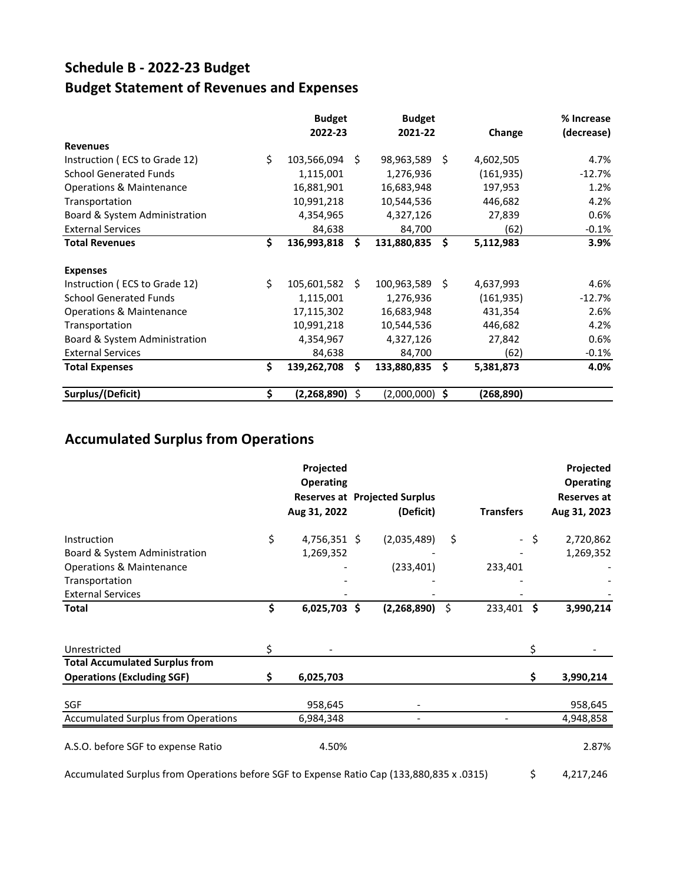# Schedule B - 2022-23 Budget

## Budget Statement of Revenues and Expenses

| | Budget 2022-23 | Budget 2021-22 | Change | % Increase (decrease) |
|---|---|---|---|---|
| **Revenues** | | | | |
| Instruction ( ECS to Grade 12) | $ 103,566,094 | $ 98,963,589 | $ 4,602,505 | 4.7% |
| School Generated Funds | 1,115,001 | 1,276,936 | (161,935) | -12.7% |
| Operations & Maintenance | 16,881,901 | 16,683,948 | 197,953 | 1.2% |
| Transportation | 10,991,218 | 10,544,536 | 446,682 | 4.2% |
| Board & System Administration | 4,354,965 | 4,327,126 | 27,839 | 0.6% |
| External Services | 84,638 | 84,700 | (62) | -0.1% |
| **Total Revenues** | **$ 136,993,818** | **$ 131,880,835** | **$ 5,112,983** | **3.9%** |
| **Expenses** | | | | |
| Instruction ( ECS to Grade 12) | $ 105,601,582 | $ 100,963,589 | $ 4,637,993 | 4.6% |
| School Generated Funds | 1,115,001 | 1,276,936 | (161,935) | -12.7% |
| Operations & Maintenance | 17,115,302 | 16,683,948 | 431,354 | 2.6% |
| Transportation | 10,991,218 | 10,544,536 | 446,682 | 4.2% |
| Board & System Administration | 4,354,967 | 4,327,126 | 27,842 | 0.6% |
| External Services | 84,638 | 84,700 | (62) | -0.1% |
| **Total Expenses** | **$ 139,262,708** | **$ 133,880,835** | **$ 5,381,873** | **4.0%** |
| **Surplus/(Deficit)** | **$ (2,268,890)** | $ (2,000,000) | **$ (268,890)** | |

## Accumulated Surplus from Operations

| | Projected Operating Reserves at Aug 31, 2022 | Projected Surplus (Deficit) | Transfers | Projected Operating Reserves at Aug 31, 2023 |
|---|---|---|---|---|
| Instruction | $ 4,756,351 | $ (2,035,489) | $ - | $ 2,720,862 |
| Board & System Administration | 1,269,352 | - | - | 1,269,352 |
| Operations & Maintenance | - | (233,401) | 233,401 | - |
| Transportation | - | - | - | - |
| External Services | - | - | - | - |
| **Total** | **$ 6,025,703** | **$ (2,268,890)** | $ 233,401 | **$ 3,990,214** |
| Unrestricted | $ - | | | $ - |
| **Total Accumulated Surplus from Operations (Excluding SGF)** | **$ 6,025,703** | | | **$ 3,990,214** |
| SGF | 958,645 | - | | 958,645 |
| Accumulated Surplus from Operations | 6,984,348 | - | - | 4,948,858 |
| A.S.O. before SGF to expense Ratio | 4.50% | | | 2.87% |

Accumulated Surplus from Operations before SGF to Expense Ratio Cap (133,880,835 x .0315) $ 4,217,246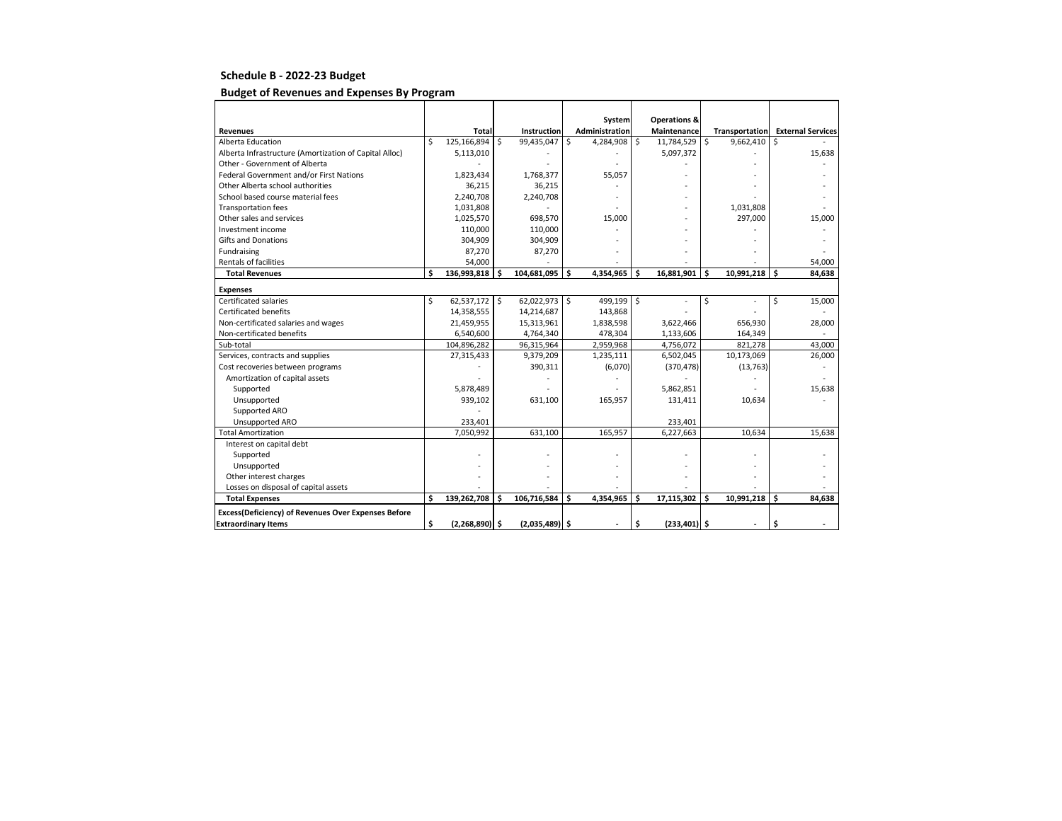## Schedule B - 2022-23 Budget

### Budget of Revenues and Expenses By Program

| Revenues | Total | Instruction | System Administration | Operations & Maintenance | Transportation | External Services |
|---|---|---|---|---|---|---|
| Alberta Education | $ 125,166,894 | $ 99,435,047 | $ 4,284,908 | $ 11,784,529 | $ 9,662,410 | $ - |
| Alberta Infrastructure (Amortization of Capital Alloc) | 5,113,010 | - | - | 5,097,372 | - | 15,638 |
| Other - Government of Alberta | - | - | - | - | - | - |
| Federal Government and/or First Nations | 1,823,434 | 1,768,377 | 55,057 | - | - | - |
| Other Alberta school authorities | 36,215 | 36,215 | - | - | - | - |
| School based course material fees | 2,240,708 | 2,240,708 | - | - | - | - |
| Transportation fees | 1,031,808 | - | - | - | 1,031,808 | - |
| Other sales and services | 1,025,570 | 698,570 | 15,000 | - | 297,000 | 15,000 |
| Investment income | 110,000 | 110,000 | - | - | - | - |
| Gifts and Donations | 304,909 | 304,909 | - | - | - | - |
| Fundraising | 87,270 | 87,270 | - | - | - | - |
| Rentals of facilities | 54,000 | - | - | - | - | 54,000 |
| **Total Revenues** | **$ 136,993,818** | **$ 104,681,095** | **$ 4,354,965** | **$ 16,881,901** | **$ 10,991,218** | **$ 84,638** |
| **Expenses** | | | | | | |
| Certificated salaries | $ 62,537,172 | $ 62,022,973 | $ 499,199 | $ - | $ - | $ 15,000 |
| Certificated benefits | 14,358,555 | 14,214,687 | 143,868 | - | - | - |
| Non-certificated salaries and wages | 21,459,955 | 15,313,961 | 1,838,598 | 3,622,466 | 656,930 | 28,000 |
| Non-certificated benefits | 6,540,600 | 4,764,340 | 478,304 | 1,133,606 | 164,349 | - |
| Sub-total | 104,896,282 | 96,315,964 | 2,959,968 | 4,756,072 | 821,278 | 43,000 |
| Services, contracts and supplies | 27,315,433 | 9,379,209 | 1,235,111 | 6,502,045 | 10,173,069 | 26,000 |
| Cost recoveries between programs | - | 390,311 | (6,070) | (370,478) | (13,763) | - |
| Amortization of capital assets | - | - | - | - | - | - |
| Supported | 5,878,489 | - | - | 5,862,851 | - | 15,638 |
| Unsupported | 939,102 | 631,100 | 165,957 | 131,411 | 10,634 | - |
| Supported ARO | - | | | | | |
| Unsupported ARO | 233,401 | | | 233,401 | | |
| Total Amortization | 7,050,992 | 631,100 | 165,957 | 6,227,663 | 10,634 | 15,638 |
| Interest on capital debt | | | | | | |
| Supported | - | - | - | - | - | - |
| Unsupported | - | - | - | - | - | - |
| Other interest charges | - | - | - | - | - | - |
| Losses on disposal of capital assets | - | - | - | - | - | - |
| **Total Expenses** | **$ 139,262,708** | **$ 106,716,584** | **$ 4,354,965** | **$ 17,115,302** | **$ 10,991,218** | **$ 84,638** |
| **Excess(Deficiency) of Revenues Over Expenses Before Extraordinary Items** | **$ (2,268,890)** | **$ (2,035,489)** | **$ -** | **$ (233,401)** | **$ -** | **$ -** |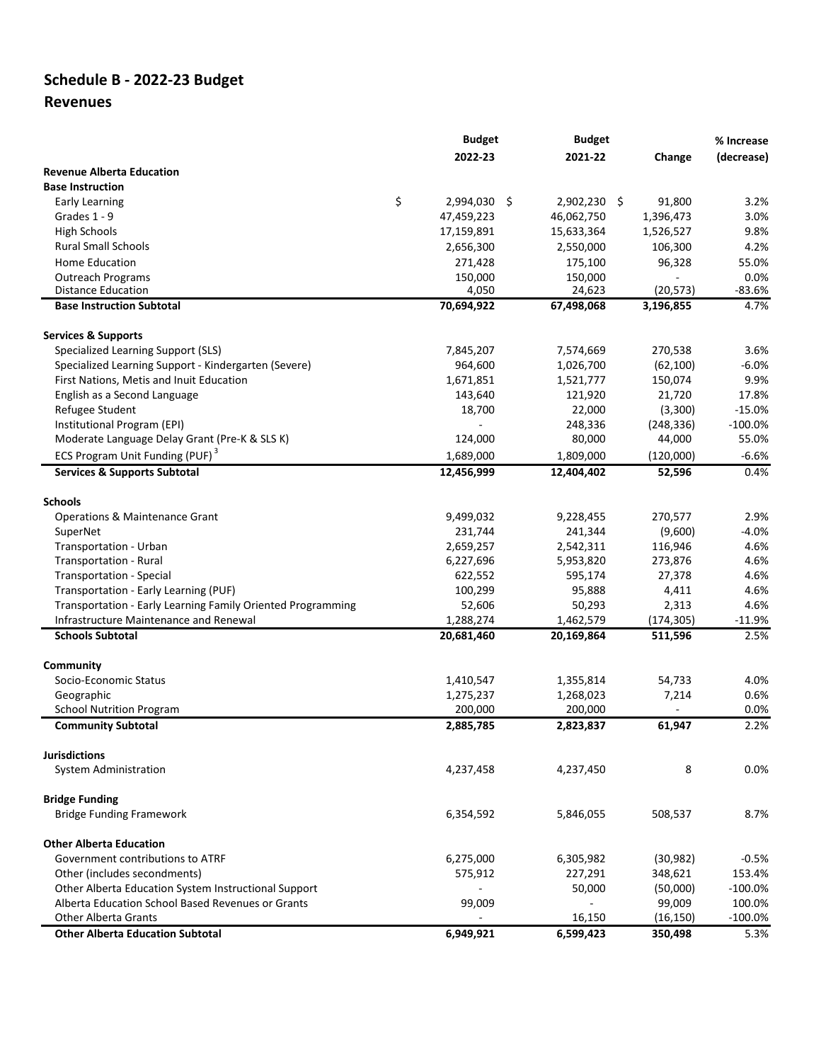# Schedule B - 2022-23 Budget

## Revenues

| | Budget 2022-23 | Budget 2021-22 | Change | % Increase (decrease) |
|---|---|---|---|---|
| **Revenue Alberta Education** | | | | |
| **Base Instruction** | | | | |
| Early Learning | $ 2,994,030 | $ 2,902,230 | $ 91,800 | 3.2% |
| Grades 1 - 9 | 47,459,223 | 46,062,750 | 1,396,473 | 3.0% |
| High Schools | 17,159,891 | 15,633,364 | 1,526,527 | 9.8% |
| Rural Small Schools | 2,656,300 | 2,550,000 | 106,300 | 4.2% |
| Home Education | 271,428 | 175,100 | 96,328 | 55.0% |
| Outreach Programs | 150,000 | 150,000 | - | 0.0% |
| Distance Education | 4,050 | 24,623 | (20,573) | -83.6% |
| **Base Instruction Subtotal** | **70,694,922** | **67,498,068** | **3,196,855** | 4.7% |
| **Services & Supports** | | | | |
| Specialized Learning Support (SLS) | 7,845,207 | 7,574,669 | 270,538 | 3.6% |
| Specialized Learning Support - Kindergarten (Severe) | 964,600 | 1,026,700 | (62,100) | -6.0% |
| First Nations, Metis and Inuit Education | 1,671,851 | 1,521,777 | 150,074 | 9.9% |
| English as a Second Language | 143,640 | 121,920 | 21,720 | 17.8% |
| Refugee Student | 18,700 | 22,000 | (3,300) | -15.0% |
| Institutional Program (EPI) | - | 248,336 | (248,336) | -100.0% |
| Moderate Language Delay Grant (Pre-K & SLS K) | 124,000 | 80,000 | 44,000 | 55.0% |
| ECS Program Unit Funding (PUF) [3] | 1,689,000 | 1,809,000 | (120,000) | -6.6% |
| **Services & Supports Subtotal** | **12,456,999** | **12,404,402** | **52,596** | 0.4% |
| **Schools** | | | | |
| Operations & Maintenance Grant | 9,499,032 | 9,228,455 | 270,577 | 2.9% |
| SuperNet | 231,744 | 241,344 | (9,600) | -4.0% |
| Transportation - Urban | 2,659,257 | 2,542,311 | 116,946 | 4.6% |
| Transportation - Rural | 6,227,696 | 5,953,820 | 273,876 | 4.6% |
| Transportation - Special | 622,552 | 595,174 | 27,378 | 4.6% |
| Transportation - Early Learning (PUF) | 100,299 | 95,888 | 4,411 | 4.6% |
| Transportation - Early Learning Family Oriented Programming | 52,606 | 50,293 | 2,313 | 4.6% |
| Infrastructure Maintenance and Renewal | 1,288,274 | 1,462,579 | (174,305) | -11.9% |
| **Schools Subtotal** | **20,681,460** | **20,169,864** | **511,596** | 2.5% |
| **Community** | | | | |
| Socio-Economic Status | 1,410,547 | 1,355,814 | 54,733 | 4.0% |
| Geographic | 1,275,237 | 1,268,023 | 7,214 | 0.6% |
| School Nutrition Program | 200,000 | 200,000 | - | 0.0% |
| **Community Subtotal** | **2,885,785** | **2,823,837** | **61,947** | 2.2% |
| **Jurisdictions** | | | | |
| System Administration | 4,237,458 | 4,237,450 | 8 | 0.0% |
| **Bridge Funding** | | | | |
| Bridge Funding Framework | 6,354,592 | 5,846,055 | 508,537 | 8.7% |
| **Other Alberta Education** | | | | |
| Government contributions to ATRF | 6,275,000 | 6,305,982 | (30,982) | -0.5% |
| Other (includes secondments) | 575,912 | 227,291 | 348,621 | 153.4% |
| Other Alberta Education System Instructional Support | - | 50,000 | (50,000) | -100.0% |
| Alberta Education School Based Revenues or Grants | 99,009 | - | 99,009 | 100.0% |
| Other Alberta Grants | - | 16,150 | (16,150) | -100.0% |
| **Other Alberta Education Subtotal** | **6,949,921** | **6,599,423** | **350,498** | 5.3% |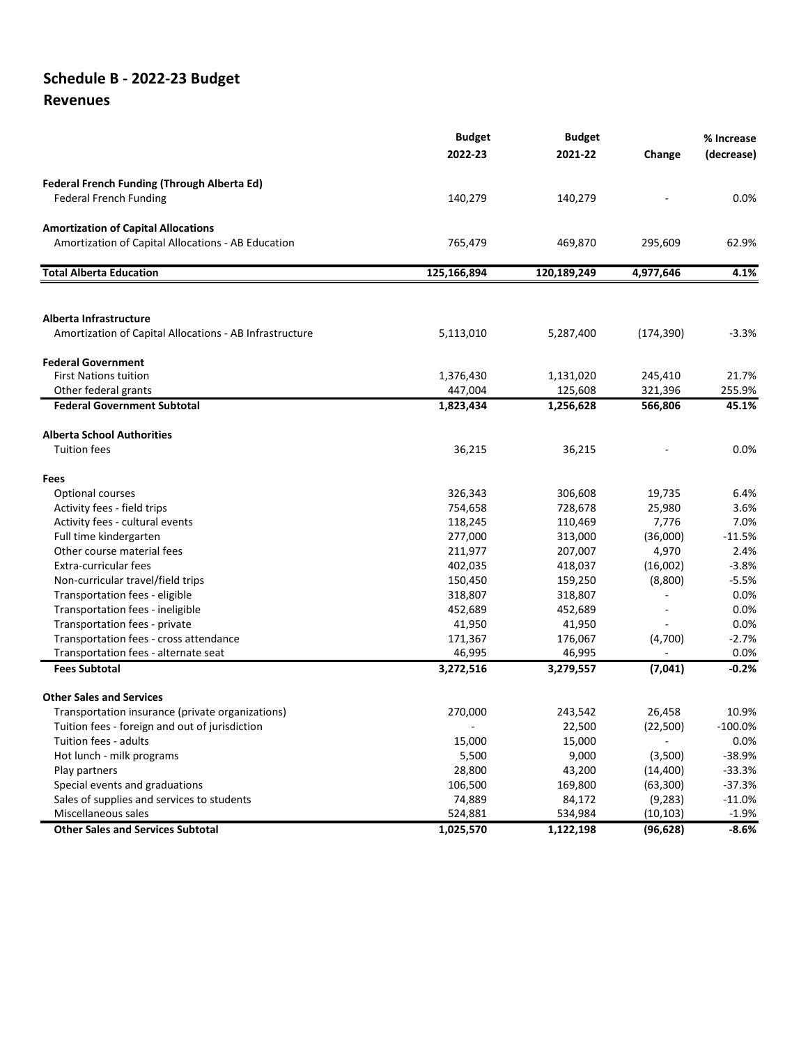# Schedule B - 2022-23 Budget

## Revenues

| | Budget 2022-23 | Budget 2021-22 | Change | % Increase (decrease) |
|---|---|---|---|---|
| **Federal French Funding (Through Alberta Ed)** | | | | |
| Federal French Funding | 140,279 | 140,279 | - | 0.0% |
| **Amortization of Capital Allocations** | | | | |
| Amortization of Capital Allocations - AB Education | 765,479 | 469,870 | 295,609 | 62.9% |
| **Total Alberta Education** | **125,166,894** | **120,189,249** | **4,977,646** | **4.1%** |
| | | | | |
| **Alberta Infrastructure** | | | | |
| Amortization of Capital Allocations - AB Infrastructure | 5,113,010 | 5,287,400 | (174,390) | -3.3% |
| **Federal Government** | | | | |
| First Nations tuition | 1,376,430 | 1,131,020 | 245,410 | 21.7% |
| Other federal grants | 447,004 | 125,608 | 321,396 | 255.9% |
| **Federal Government Subtotal** | **1,823,434** | **1,256,628** | **566,806** | **45.1%** |
| **Alberta School Authorities** | | | | |
| Tuition fees | 36,215 | 36,215 | - | 0.0% |
| **Fees** | | | | |
| Optional courses | 326,343 | 306,608 | 19,735 | 6.4% |
| Activity fees - field trips | 754,658 | 728,678 | 25,980 | 3.6% |
| Activity fees - cultural events | 118,245 | 110,469 | 7,776 | 7.0% |
| Full time kindergarten | 277,000 | 313,000 | (36,000) | -11.5% |
| Other course material fees | 211,977 | 207,007 | 4,970 | 2.4% |
| Extra-curricular fees | 402,035 | 418,037 | (16,002) | -3.8% |
| Non-curricular travel/field trips | 150,450 | 159,250 | (8,800) | -5.5% |
| Transportation fees - eligible | 318,807 | 318,807 | - | 0.0% |
| Transportation fees - ineligible | 452,689 | 452,689 | - | 0.0% |
| Transportation fees - private | 41,950 | 41,950 | - | 0.0% |
| Transportation fees - cross attendance | 171,367 | 176,067 | (4,700) | -2.7% |
| Transportation fees - alternate seat | 46,995 | 46,995 | - | 0.0% |
| **Fees Subtotal** | **3,272,516** | **3,279,557** | **(7,041)** | **-0.2%** |
| **Other Sales and Services** | | | | |
| Transportation insurance (private organizations) | 270,000 | 243,542 | 26,458 | 10.9% |
| Tuition fees - foreign and out of jurisdiction | - | 22,500 | (22,500) | -100.0% |
| Tuition fees - adults | 15,000 | 15,000 | - | 0.0% |
| Hot lunch - milk programs | 5,500 | 9,000 | (3,500) | -38.9% |
| Play partners | 28,800 | 43,200 | (14,400) | -33.3% |
| Special events and graduations | 106,500 | 169,800 | (63,300) | -37.3% |
| Sales of supplies and services to students | 74,889 | 84,172 | (9,283) | -11.0% |
| Miscellaneous sales | 524,881 | 534,984 | (10,103) | -1.9% |
| **Other Sales and Services Subtotal** | **1,025,570** | **1,122,198** | **(96,628)** | **-8.6%** |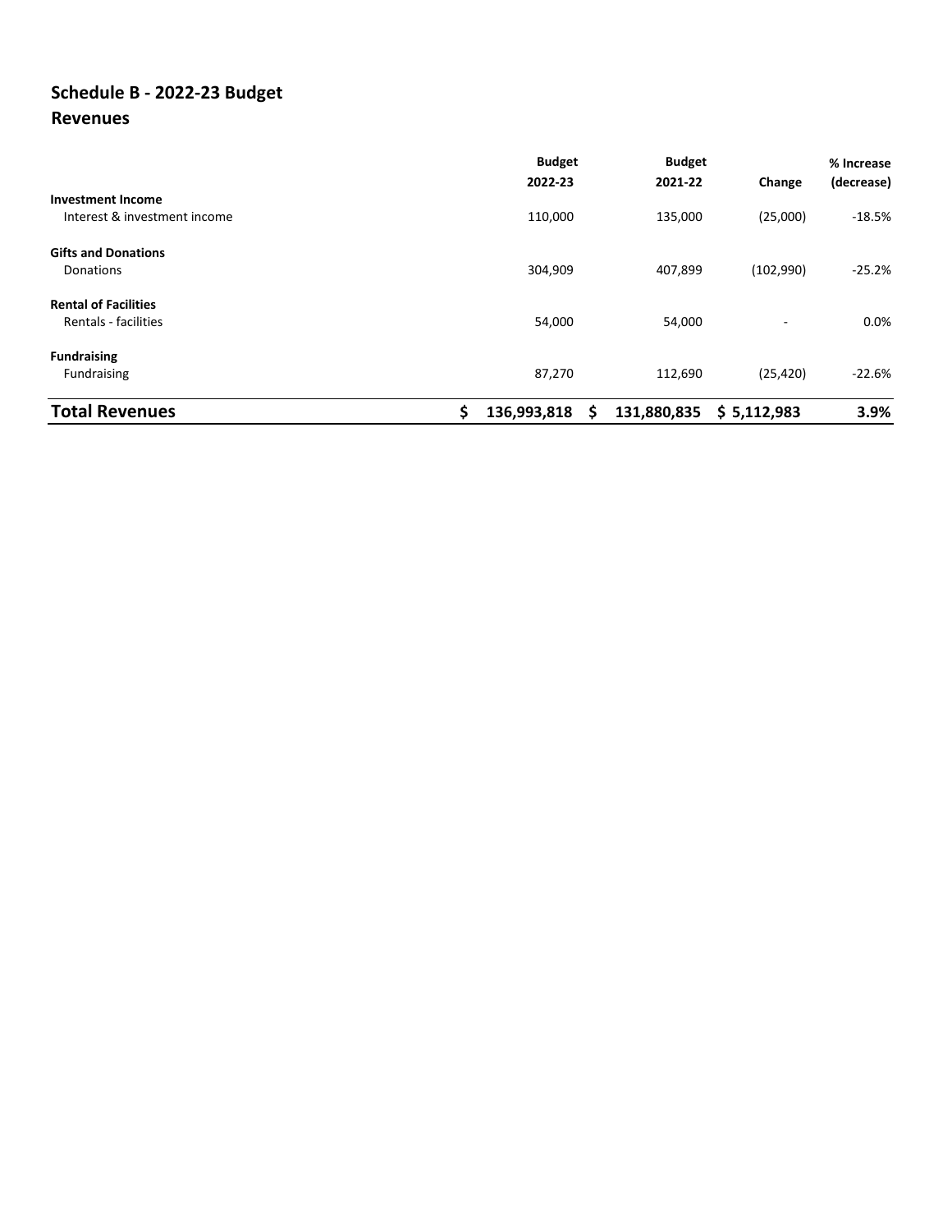## Schedule B - 2022-23 Budget

### Revenues

| | Budget 2022-23 | Budget 2021-22 | Change | % Increase (decrease) |
|---|---|---|---|---|
| **Investment Income** | | | | |
| Interest & investment income | 110,000 | 135,000 | (25,000) | -18.5% |
| **Gifts and Donations** | | | | |
| Donations | 304,909 | 407,899 | (102,990) | -25.2% |
| **Rental of Facilities** | | | | |
| Rentals - facilities | 54,000 | 54,000 | - | 0.0% |
| **Fundraising** | | | | |
| Fundraising | 87,270 | 112,690 | (25,420) | -22.6% |
| **Total Revenues** | **$ 136,993,818** | **$ 131,880,835** | **$ 5,112,983** | **3.9%** |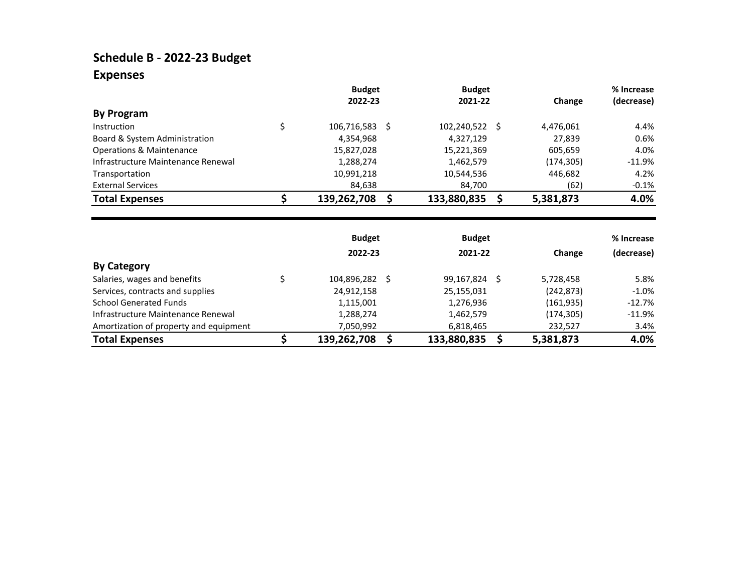# Schedule B - 2022-23 Budget

## Expenses

| By Program | Budget 2022-23 | Budget 2021-22 | Change | % Increase (decrease) |
|---|---|---|---|---|
| Instruction | $ 106,716,583 | $ 102,240,522 | $ 4,476,061 | 4.4% |
| Board & System Administration | 4,354,968 | 4,327,129 | 27,839 | 0.6% |
| Operations & Maintenance | 15,827,028 | 15,221,369 | 605,659 | 4.0% |
| Infrastructure Maintenance Renewal | 1,288,274 | 1,462,579 | (174,305) | -11.9% |
| Transportation | 10,991,218 | 10,544,536 | 446,682 | 4.2% |
| External Services | 84,638 | 84,700 | (62) | -0.1% |
| **Total Expenses** | **$ 139,262,708** | **$ 133,880,835** | **$ 5,381,873** | **4.0%** |

| By Category | Budget 2022-23 | Budget 2021-22 | Change | % Increase (decrease) |
|---|---|---|---|---|
| Salaries, wages and benefits | $ 104,896,282 | $ 99,167,824 | $ 5,728,458 | 5.8% |
| Services, contracts and supplies | 24,912,158 | 25,155,031 | (242,873) | -1.0% |
| School Generated Funds | 1,115,001 | 1,276,936 | (161,935) | -12.7% |
| Infrastructure Maintenance Renewal | 1,288,274 | 1,462,579 | (174,305) | -11.9% |
| Amortization of property and equipment | 7,050,992 | 6,818,465 | 232,527 | 3.4% |
| **Total Expenses** | **$ 139,262,708** | **$ 133,880,835** | **$ 5,381,873** | **4.0%** |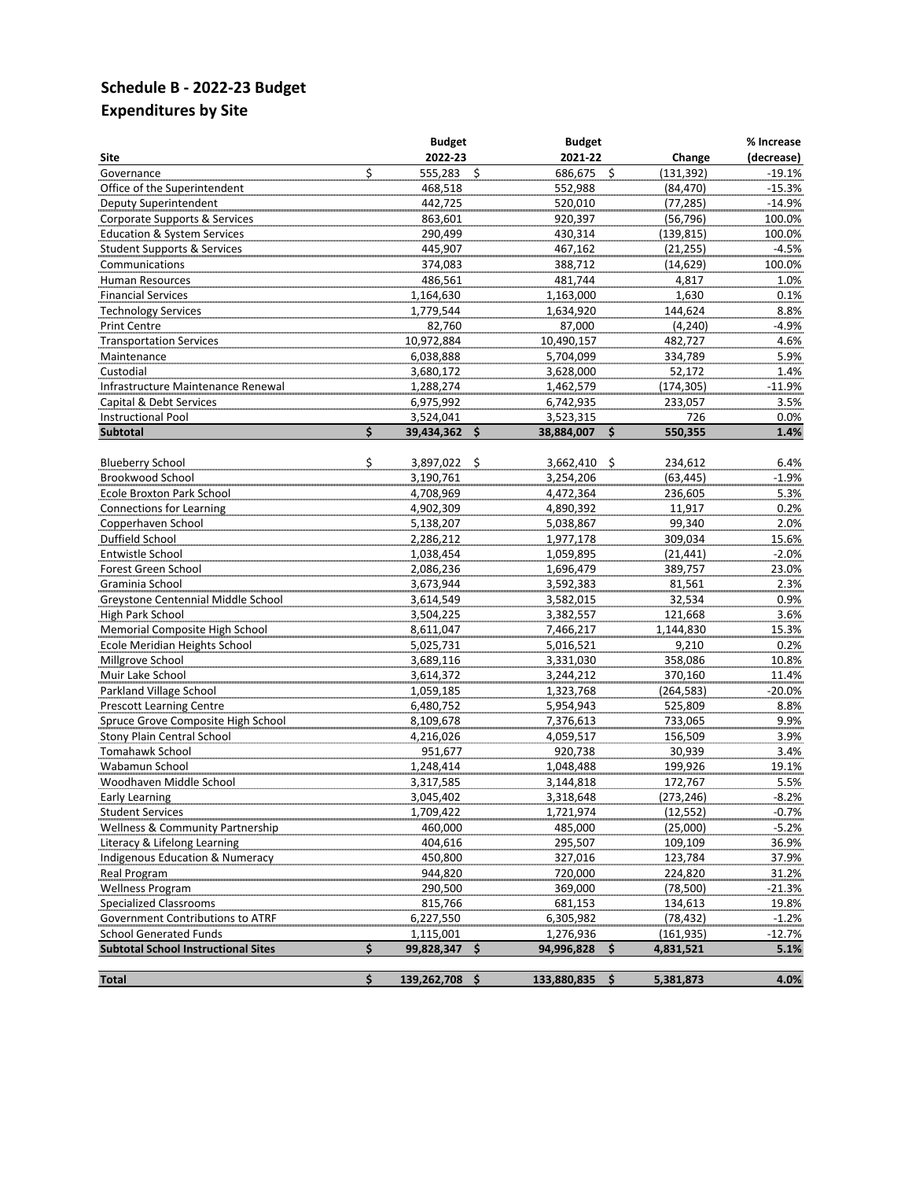# Schedule B - 2022-23 Budget

## Expenditures by Site

| Site | Budget 2022-23 | Budget 2021-22 | Change | % Increase (decrease) |
|---|---|---|---|---|
| Governance | $ 555,283 | $ 686,675 | $ (131,392) | -19.1% |
| Office of the Superintendent | 468,518 | 552,988 | (84,470) | -15.3% |
| Deputy Superintendent | 442,725 | 520,010 | (77,285) | -14.9% |
| Corporate Supports & Services | 863,601 | 920,397 | (56,796) | 100.0% |
| Education & System Services | 290,499 | 430,314 | (139,815) | 100.0% |
| Student Supports & Services | 445,907 | 467,162 | (21,255) | -4.5% |
| Communications | 374,083 | 388,712 | (14,629) | 100.0% |
| Human Resources | 486,561 | 481,744 | 4,817 | 1.0% |
| Financial Services | 1,164,630 | 1,163,000 | 1,630 | 0.1% |
| Technology Services | 1,779,544 | 1,634,920 | 144,624 | 8.8% |
| Print Centre | 82,760 | 87,000 | (4,240) | -4.9% |
| Transportation Services | 10,972,884 | 10,490,157 | 482,727 | 4.6% |
| Maintenance | 6,038,888 | 5,704,099 | 334,789 | 5.9% |
| Custodial | 3,680,172 | 3,628,000 | 52,172 | 1.4% |
| Infrastructure Maintenance Renewal | 1,288,274 | 1,462,579 | (174,305) | -11.9% |
| Capital & Debt Services | 6,975,992 | 6,742,935 | 233,057 | 3.5% |
| Instructional Pool | 3,524,041 | 3,523,315 | 726 | 0.0% |
| **Subtotal** | **$ 39,434,362** | **$ 38,884,007** | **$ 550,355** | **1.4%** |
| | | | | |
| Blueberry School | $ 3,897,022 | $ 3,662,410 | $ 234,612 | 6.4% |
| Brookwood School | 3,190,761 | 3,254,206 | (63,445) | -1.9% |
| Ecole Broxton Park School | 4,708,969 | 4,472,364 | 236,605 | 5.3% |
| Connections for Learning | 4,902,309 | 4,890,392 | 11,917 | 0.2% |
| Copperhaven School | 5,138,207 | 5,038,867 | 99,340 | 2.0% |
| Duffield School | 2,286,212 | 1,977,178 | 309,034 | 15.6% |
| Entwistle School | 1,038,454 | 1,059,895 | (21,441) | -2.0% |
| Forest Green School | 2,086,236 | 1,696,479 | 389,757 | 23.0% |
| Graminia School | 3,673,944 | 3,592,383 | 81,561 | 2.3% |
| Greystone Centennial Middle School | 3,614,549 | 3,582,015 | 32,534 | 0.9% |
| High Park School | 3,504,225 | 3,382,557 | 121,668 | 3.6% |
| Memorial Composite High School | 8,611,047 | 7,466,217 | 1,144,830 | 15.3% |
| Ecole Meridian Heights School | 5,025,731 | 5,016,521 | 9,210 | 0.2% |
| Millgrove School | 3,689,116 | 3,331,030 | 358,086 | 10.8% |
| Muir Lake School | 3,614,372 | 3,244,212 | 370,160 | 11.4% |
| Parkland Village School | 1,059,185 | 1,323,768 | (264,583) | -20.0% |
| Prescott Learning Centre | 6,480,752 | 5,954,943 | 525,809 | 8.8% |
| Spruce Grove Composite High School | 8,109,678 | 7,376,613 | 733,065 | 9.9% |
| Stony Plain Central School | 4,216,026 | 4,059,517 | 156,509 | 3.9% |
| Tomahawk School | 951,677 | 920,738 | 30,939 | 3.4% |
| Wabamun School | 1,248,414 | 1,048,488 | 199,926 | 19.1% |
| Woodhaven Middle School | 3,317,585 | 3,144,818 | 172,767 | 5.5% |
| Early Learning | 3,045,402 | 3,318,648 | (273,246) | -8.2% |
| Student Services | 1,709,422 | 1,721,974 | (12,552) | -0.7% |
| Wellness & Community Partnership | 460,000 | 485,000 | (25,000) | -5.2% |
| Literacy & Lifelong Learning | 404,616 | 295,507 | 109,109 | 36.9% |
| Indigenous Education & Numeracy | 450,800 | 327,016 | 123,784 | 37.9% |
| Real Program | 944,820 | 720,000 | 224,820 | 31.2% |
| Wellness Program | 290,500 | 369,000 | (78,500) | -21.3% |
| Specialized Classrooms | 815,766 | 681,153 | 134,613 | 19.8% |
| Government Contributions to ATRF | 6,227,550 | 6,305,982 | (78,432) | -1.2% |
| School Generated Funds | 1,115,001 | 1,276,936 | (161,935) | -12.7% |
| **Subtotal School Instructional Sites** | **$ 99,828,347** | **$ 94,996,828** | **$ 4,831,521** | **5.1%** |
| | | | | |
| **Total** | **$ 139,262,708** | **$ 133,880,835** | **$ 5,381,873** | **4.0%** |